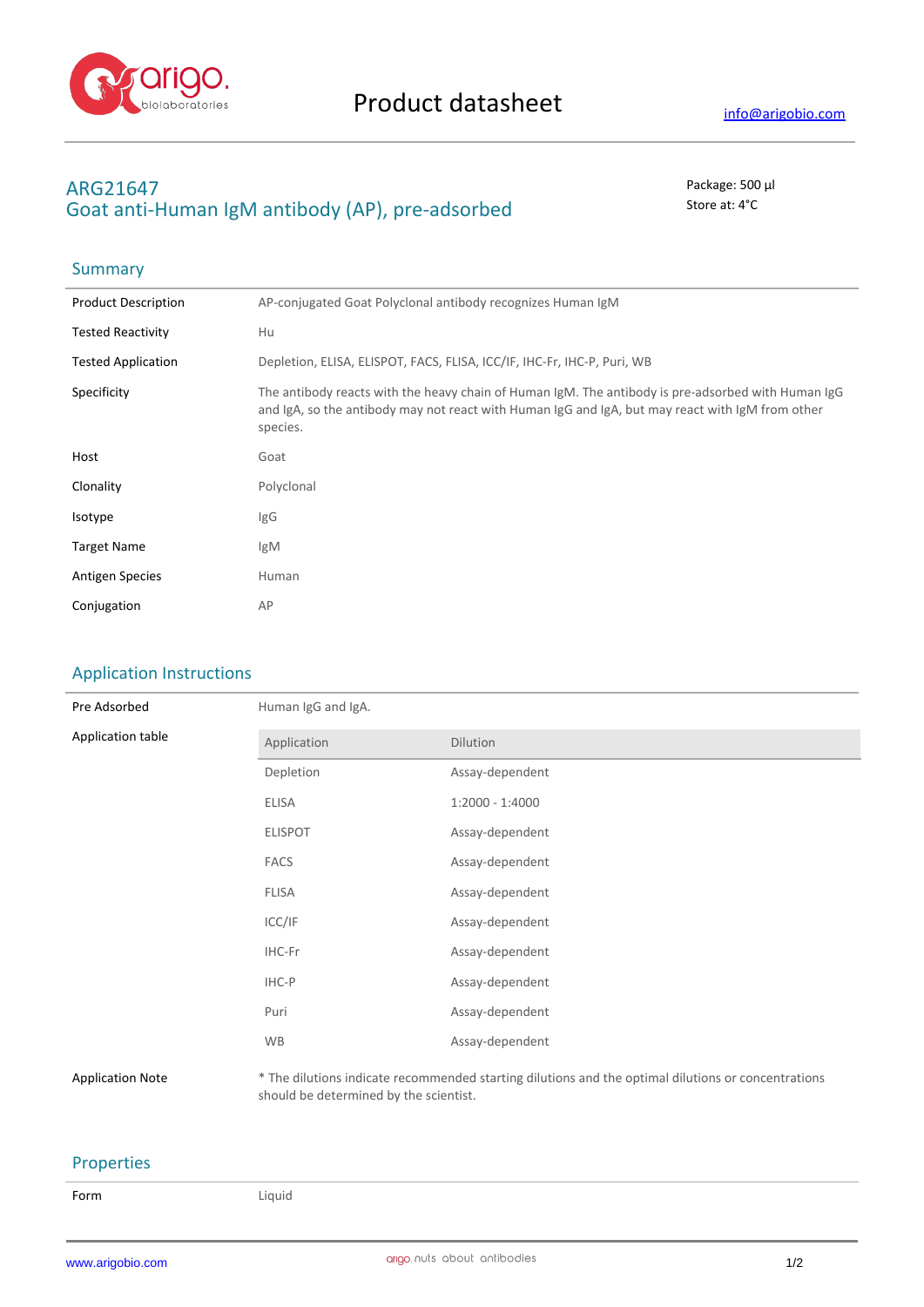# Product datasheet

info@arigobio.com

## ARG21647
## Goat anti-Human IgM antibody (AP), pre-adsorbed

Package: 500 μl
Store at: 4°C

### Summary

| | |
|---|---|
| Product Description | AP-conjugated Goat Polyclonal antibody recognizes Human IgM |
| Tested Reactivity | Hu |
| Tested Application | Depletion, ELISA, ELISPOT, FACS, FLISA, ICC/IF, IHC-Fr, IHC-P, Puri, WB |
| Specificity | The antibody reacts with the heavy chain of Human IgM. The antibody is pre-adsorbed with Human IgG and IgA, so the antibody may not react with Human IgG and IgA, but may react with IgM from other species. |
| Host | Goat |
| Clonality | Polyclonal |
| Isotype | IgG |
| Target Name | IgM |
| Antigen Species | Human |
| Conjugation | AP |

### Application Instructions

Pre Adsorbed: Human IgG and IgA.

Application table

| Application | Dilution |
|---|---|
| Depletion | Assay-dependent |
| ELISA | 1:2000 - 1:4000 |
| ELISPOT | Assay-dependent |
| FACS | Assay-dependent |
| FLISA | Assay-dependent |
| ICC/IF | Assay-dependent |
| IHC-Fr | Assay-dependent |
| IHC-P | Assay-dependent |
| Puri | Assay-dependent |
| WB | Assay-dependent |

Application Note: * The dilutions indicate recommended starting dilutions and the optimal dilutions or concentrations should be determined by the scientist.

### Properties

| | |
|---|---|
| Form | Liquid |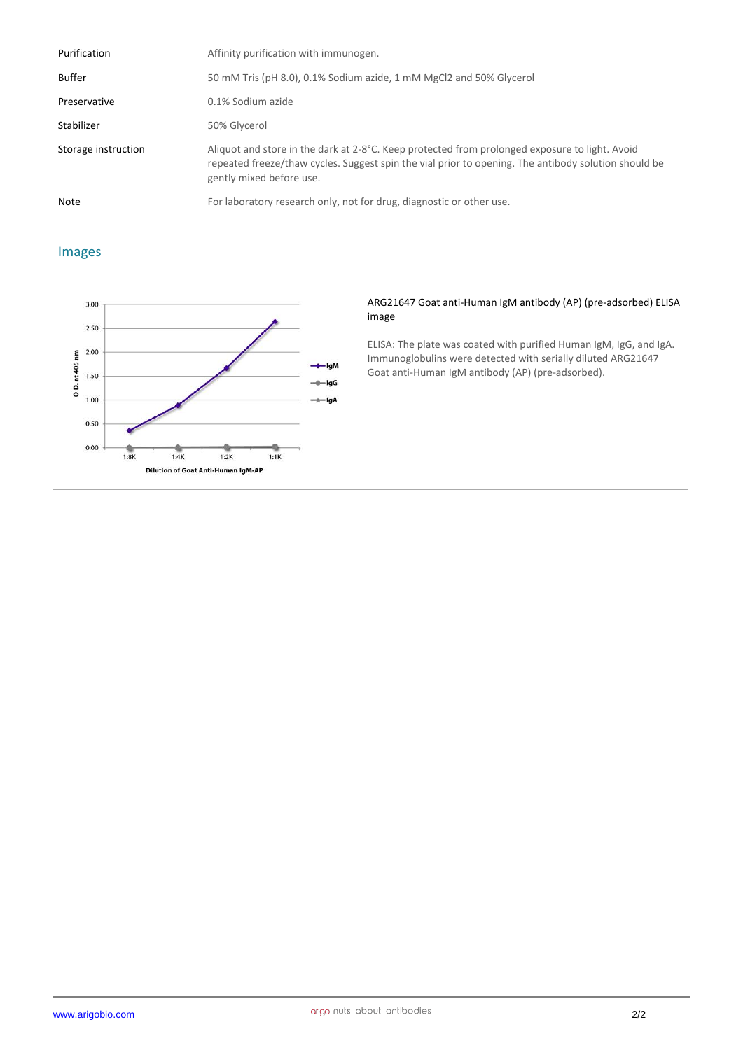| | |
|---|---|
| Purification | Affinity purification with immunogen. |
| Buffer | 50 mM Tris (pH 8.0), 0.1% Sodium azide, 1 mM $MgCl_2$ and 50% Glycerol |
| Preservative | 0.1% Sodium azide |
| Stabilizer | 50% Glycerol |
| Storage instruction | Aliquot and store in the dark at 2-8°C. Keep protected from prolonged exposure to light. Avoid repeated freeze/thaw cycles. Suggest spin the vial prior to opening. The antibody solution should be gently mixed before use. |
| Note | For laboratory research only, not for drug, diagnostic or other use. |

## Images

O.D. at 405 nm
3.00
2.50
2.00
1.50
1.00
0.50
0.00
1:8K
1:4K
1:2K
1:1K
Dilution of Goat Anti-Human IgM-AP
IgM
IgG
IgA

ARG21647 Goat anti-Human IgM antibody (AP) (pre-adsorbed) ELISA image

ELISA: The plate was coated with purified Human IgM, IgG, and IgA. Immunoglobulins were detected with serially diluted ARG21647 Goat anti-Human IgM antibody (AP) (pre-adsorbed).